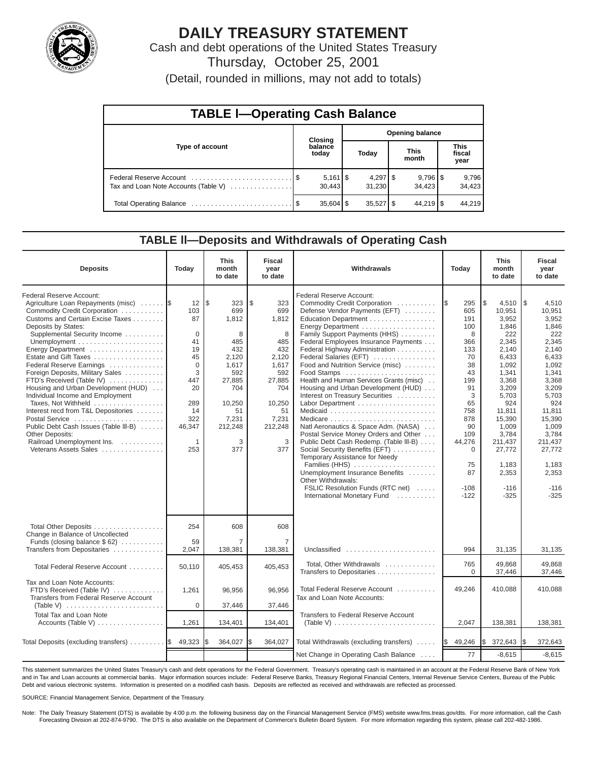# DAILY TREASURY STATEMENT

Cash and debt operations of the United States Treasury

Thursday, October 25, 2001

(Detail, rounded in millions, may not add to totals)

## TABLE I—Operating Cash Balance

| Type of account | Closing balance today | Opening balance Today | Opening balance This month | Opening balance This fiscal year |
|---|---|---|---|---|
| Federal Reserve Account | $ 5,161 | $ 4,297 | $ 9,796 | $ 9,796 |
| Tax and Loan Note Accounts (Table V) | 30,443 | 31,230 | 34,423 | 34,423 |
| Total Operating Balance | $ 35,604 | $ 35,527 | $ 44,219 | $ 44,219 |

## TABLE II—Deposits and Withdrawals of Operating Cash

| Deposits | Today | This month to date | Fiscal year to date | Withdrawals | Today | This month to date | Fiscal year to date |
|---|---|---|---|---|---|---|---|
| Federal Reserve Account: | | | | Federal Reserve Account: | | | |
| Agriculture Loan Repayments (misc) | $ 12 | $ 323 | $ 323 | Commodity Credit Corporation | $ 295 | $ 4,510 | $ 4,510 |
| Commodity Credit Corporation | 103 | 699 | 699 | Defense Vendor Payments (EFT) | 605 | 10,951 | 10,951 |
| Customs and Certain Excise Taxes | 87 | 1,812 | 1,812 | Education Department | 191 | 3,952 | 3,952 |
| Deposits by States: | | | | Energy Department | 100 | 1,846 | 1,846 |
| Supplemental Security Income | 0 | 8 | 8 | Family Support Payments (HHS) | 8 | 222 | 222 |
| Unemployment | 41 | 485 | 485 | Federal Employees Insurance Payments | 366 | 2,345 | 2,345 |
| Energy Department | 19 | 432 | 432 | Federal Highway Administration | 133 | 2,140 | 2,140 |
| Estate and Gift Taxes | 45 | 2,120 | 2,120 | Federal Salaries (EFT) | 70 | 6,433 | 6,433 |
| Federal Reserve Earnings | 0 | 1,617 | 1,617 | Food and Nutrition Service (misc) | 38 | 1,092 | 1,092 |
| Foreign Deposits, Military Sales | 3 | 592 | 592 | Food Stamps | 43 | 1,341 | 1,341 |
| FTD's Received (Table IV) | 447 | 27,885 | 27,885 | Health and Human Services Grants (misc) | 199 | 3,368 | 3,368 |
| Housing and Urban Development (HUD) | 20 | 704 | 704 | Housing and Urban Development (HUD) | 91 | 3,209 | 3,209 |
| Individual Income and Employment Taxes, Not Withheld | 289 | 10,250 | 10,250 | Interest on Treasury Securities | 3 | 5,703 | 5,703 |
| Interest recd from T&L Depositories | 14 | 51 | 51 | Labor Department | 65 | 924 | 924 |
| Postal Service | 322 | 7,231 | 7,231 | Medicaid | 758 | 11,811 | 11,811 |
| Public Debt Cash Issues (Table III-B) | 46,347 | 212,248 | 212,248 | Medicare | 878 | 15,390 | 15,390 |
| Other Deposits: | | | | Natl Aeronautics & Space Adm. (NASA) | 90 | 1,009 | 1,009 |
| Railroad Unemployment Ins. | 1 | 3 | 3 | Postal Service Money Orders and Other | 109 | 3,784 | 3,784 |
| Veterans Assets Sales | 253 | 377 | 377 | Public Debt Cash Redemp. (Table III-B) | 44,276 | 211,437 | 211,437 |
| | | | | Social Security Benefits (EFT) | 0 | 27,772 | 27,772 |
| | | | | Temporary Assistance for Needy Families (HHS) | 75 | 1,183 | 1,183 |
| | | | | Unemployment Insurance Benefits | 87 | 2,353 | 2,353 |
| | | | | Other Withdrawals: | | | |
| | | | | FSLIC Resolution Funds (RTC net) | -108 | -116 | -116 |
| | | | | International Monetary Fund | -122 | -325 | -325 |
| Total Other Deposits | 254 | 608 | 608 | | | | |
| Change in Balance of Uncollected Funds (closing balance $ 62) | 59 | 7 | 7 | | | | |
| Transfers from Depositaries | 2,047 | 138,381 | 138,381 | Unclassified | 994 | 31,135 | 31,135 |
| Total Federal Reserve Account | 50,110 | 405,453 | 405,453 | Total, Other Withdrawals | 765 | 49,868 | 49,868 |
| | | | | Transfers to Depositaries | 0 | 37,446 | 37,446 |
| Tax and Loan Note Accounts: | | | | | | | |
| FTD's Received (Table IV) | 1,261 | 96,956 | 96,956 | Total Federal Reserve Account | 49,246 | 410,088 | 410,088 |
| Transfers from Federal Reserve Account (Table V) | 0 | 37,446 | 37,446 | Tax and Loan Note Accounts: | | | |
| Total Tax and Loan Note Accounts (Table V) | 1,261 | 134,401 | 134,401 | Transfers to Federal Reserve Account (Table V) | 2,047 | 138,381 | 138,381 |
| Total Deposits (excluding transfers) | $ 49,323 | $ 364,027 | $ 364,027 | Total Withdrawals (excluding transfers) | $ 49,246 | $ 372,643 | $ 372,643 |
| | | | | Net Change in Operating Cash Balance | 77 | -8,615 | -8,615 |

This statement summarizes the United States Treasury's cash and debt operations for the Federal Government. Treasury's operating cash is maintained in an account at the Federal Reserve Bank of New York and in Tax and Loan accounts at commercial banks. Major information sources include: Federal Reserve Banks, Treasury Regional Financial Centers, Internal Revenue Service Centers, Bureau of the Public Debt and various electronic systems. Information is presented on a modified cash basis. Deposits are reflected as received and withdrawals are reflected as processed.

SOURCE: Financial Management Service, Department of the Treasury.

Note: The Daily Treasury Statement (DTS) is available by 4:00 p.m. the following business day on the Financial Management Service (FMS) website www.fms.treas.gov/dts. For more information, call the Cash Forecasting Division at 202-874-9790. The DTS is also available on the Department of Commerce's Bulletin Board System. For more information regarding this system, please call 202-482-1986.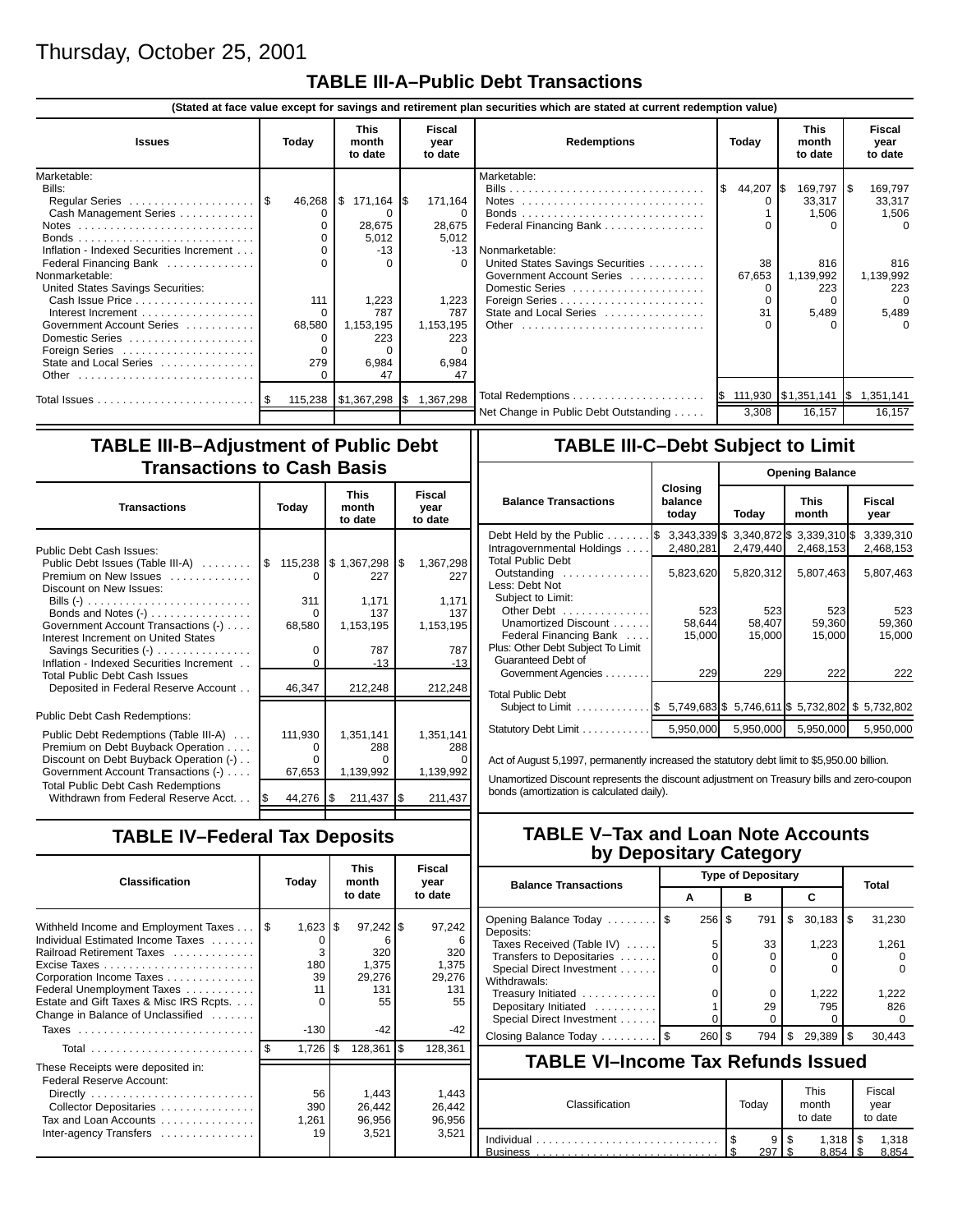Thursday, October 25, 2001

## TABLE III-A–Public Debt Transactions

(Stated at face value except for savings and retirement plan securities which are stated at current redemption value)

| Issues | Today | This month to date | Fiscal year to date |
|---|---|---|---|
| Marketable: | | | |
| Bills: | | | |
| Regular Series | $ 46,268 | $ 171,164 | $ 171,164 |
| Cash Management Series | 0 | 0 | 0 |
| Notes | 0 | 28,675 | 28,675 |
| Bonds | 0 | 5,012 | 5,012 |
| Inflation - Indexed Securities Increment | 0 | -13 | -13 |
| Federal Financing Bank | 0 | 0 | 0 |
| Nonmarketable: | | | |
| United States Savings Securities: | | | |
| Cash Issue Price | 111 | 1,223 | 1,223 |
| Interest Increment | 0 | 787 | 787 |
| Government Account Series | 68,580 | 1,153,195 | 1,153,195 |
| Domestic Series | 0 | 223 | 223 |
| Foreign Series | 0 | 0 | 0 |
| State and Local Series | 279 | 6,984 | 6,984 |
| Other | 0 | 47 | 47 |
| Total Issues | $ 115,238 | $1,367,298 | $ 1,367,298 |

| Redemptions | Today | This month to date | Fiscal year to date |
|---|---|---|---|
| Marketable: | | | |
| Bills | $ 44,207 | $ 169,797 | $ 169,797 |
| Notes | 0 | 33,317 | 33,317 |
| Bonds | 1 | 1,506 | 1,506 |
| Federal Financing Bank | 0 | 0 | 0 |
| Nonmarketable: | | | |
| United States Savings Securities | 38 | 816 | 816 |
| Government Account Series | 67,653 | 1,139,992 | 1,139,992 |
| Domestic Series | 0 | 223 | 223 |
| Foreign Series | 0 | 0 | 0 |
| State and Local Series | 31 | 5,489 | 5,489 |
| Other | 0 | 0 | 0 |
| Total Redemptions | $ 111,930 | $1,351,141 | $ 1,351,141 |
| Net Change in Public Debt Outstanding | 3,308 | 16,157 | 16,157 |

## TABLE III-B–Adjustment of Public Debt Transactions to Cash Basis

| Transactions | Today | This month to date | Fiscal year to date |
|---|---|---|---|
| Public Debt Cash Issues: | | | |
| Public Debt Issues (Table III-A) | $ 115,238 | $ 1,367,298 | $ 1,367,298 |
| Premium on New Issues | 0 | 227 | 227 |
| Discount on New Issues: | | | |
| Bills (-) | 311 | 1,171 | 1,171 |
| Bonds and Notes (-) | 0 | 137 | 137 |
| Government Account Transactions (-) | 68,580 | 1,153,195 | 1,153,195 |
| Interest Increment on United States Savings Securities (-) | 0 | 787 | 787 |
| Inflation - Indexed Securities Increment | 0 | -13 | -13 |
| Total Public Debt Cash Issues Deposited in Federal Reserve Account | 46,347 | 212,248 | 212,248 |
| Public Debt Cash Redemptions: | | | |
| Public Debt Redemptions (Table III-A) | 111,930 | 1,351,141 | 1,351,141 |
| Premium on Debt Buyback Operation | 0 | 288 | 288 |
| Discount on Debt Buyback Operation (-) | 0 | 0 | 0 |
| Government Account Transactions (-) | 67,653 | 1,139,992 | 1,139,992 |
| Total Public Debt Cash Redemptions Withdrawn from Federal Reserve Acct. | $ 44,276 | $ 211,437 | $ 211,437 |

## TABLE III-C–Debt Subject to Limit

| Balance Transactions | Closing balance today | Opening Balance Today | Opening Balance This month | Opening Balance Fiscal year |
|---|---|---|---|---|
| Debt Held by the Public | $ 3,343,339 | $ 3,340,872 | $ 3,339,310 | $ 3,339,310 |
| Intragovernmental Holdings | 2,480,281 | 2,479,440 | 2,468,153 | 2,468,153 |
| Total Public Debt Outstanding | 5,823,620 | 5,820,312 | 5,807,463 | 5,807,463 |
| Less: Debt Not Subject to Limit: | | | | |
| Other Debt | 523 | 523 | 523 | 523 |
| Unamortized Discount | 58,644 | 58,407 | 59,360 | 59,360 |
| Federal Financing Bank | 15,000 | 15,000 | 15,000 | 15,000 |
| Plus: Other Debt Subject to Limit Guaranteed Debt of Government Agencies | 229 | 229 | 222 | 222 |
| Total Public Debt Subject to Limit | $ 5,749,683 | $ 5,746,611 | $ 5,732,802 | $ 5,732,802 |
| Statutory Debt Limit | 5,950,000 | 5,950,000 | 5,950,000 | 5,950,000 |

Act of August 5,1997, permanently increased the statutory debt limit to $5,950.00 billion.

Unamortized Discount represents the discount adjustment on Treasury bills and zero-coupon bonds (amortization is calculated daily).

## TABLE IV–Federal Tax Deposits

| Classification | Today | This month to date | Fiscal year to date |
|---|---|---|---|
| Withheld Income and Employment Taxes | $ 1,623 | $ 97,242 | $ 97,242 |
| Individual Estimated Income Taxes | 0 | 6 | 6 |
| Railroad Retirement Taxes | 3 | 320 | 320 |
| Excise Taxes | 180 | 1,375 | 1,375 |
| Corporation Income Taxes | 39 | 29,276 | 29,276 |
| Federal Unemployment Taxes | 11 | 131 | 131 |
| Estate and Gift Taxes & Misc IRS Rcpts. | 0 | 55 | 55 |
| Change in Balance of Unclassified Taxes | -130 | -42 | -42 |
| Total | $ 1,726 | $ 128,361 | $ 128,361 |
| These Receipts were deposited in: | | | |
| Federal Reserve Account: | | | |
| Directly | 56 | 1,443 | 1,443 |
| Collector Depositaries | 390 | 26,442 | 26,442 |
| Tax and Loan Accounts | 1,261 | 96,956 | 96,956 |
| Inter-agency Transfers | 19 | 3,521 | 3,521 |

## TABLE V–Tax and Loan Note Accounts by Depositary Category

| Balance Transactions | Type of Depositary A | Type of Depositary B | Type of Depositary C | Total |
|---|---|---|---|---|
| Opening Balance Today | $ 256 | $ 791 | $ 30,183 | $ 31,230 |
| Deposits: | | | | |
| Taxes Received (Table IV) | 5 | 33 | 1,223 | 1,261 |
| Transfers to Depositaries | 0 | 0 | 0 | 0 |
| Special Direct Investment | 0 | 0 | 0 | 0 |
| Withdrawals: | | | | |
| Treasury Initiated | 0 | 0 | 1,222 | 1,222 |
| Depositary Initiated | 1 | 29 | 795 | 826 |
| Special Direct Investment | 0 | 0 | 0 | 0 |
| Closing Balance Today | $ 260 | $ 794 | $ 29,389 | $ 30,443 |

## TABLE VI–Income Tax Refunds Issued

| Classification | Today | This month to date | Fiscal year to date |
|---|---|---|---|
| Individual | $ 9 | $ 1,318 | $ 1,318 |
| Business | $ 297 | $ 8,854 | $ 8,854 |